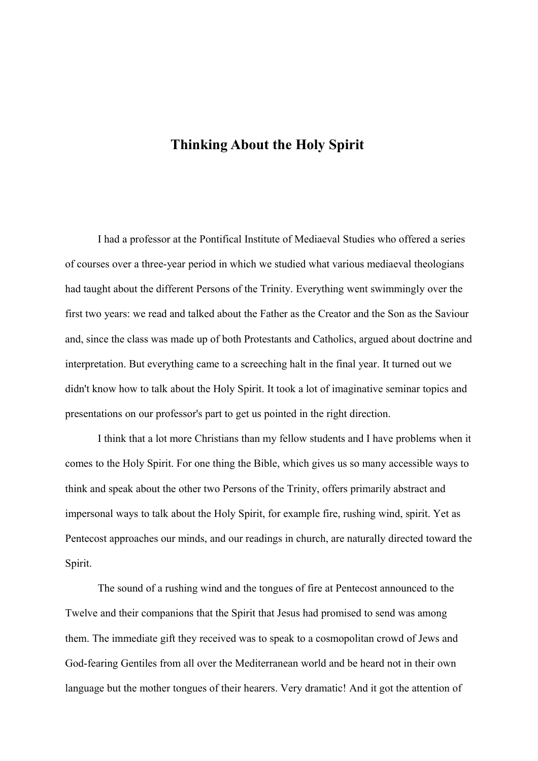# Thinking About the Holy Spirit

I had a professor at the Pontifical Institute of Mediaeval Studies who offered a series of courses over a three-year period in which we studied what various mediaeval theologians had taught about the different Persons of the Trinity. Everything went swimmingly over the first two years: we read and talked about the Father as the Creator and the Son as the Saviour and, since the class was made up of both Protestants and Catholics, argued about doctrine and interpretation. But everything came to a screeching halt in the final year. It turned out we didn't know how to talk about the Holy Spirit. It took a lot of imaginative seminar topics and presentations on our professor's part to get us pointed in the right direction.

I think that a lot more Christians than my fellow students and I have problems when it comes to the Holy Spirit. For one thing the Bible, which gives us so many accessible ways to think and speak about the other two Persons of the Trinity, offers primarily abstract and impersonal ways to talk about the Holy Spirit, for example fire, rushing wind, spirit. Yet as Pentecost approaches our minds, and our readings in church, are naturally directed toward the Spirit.

The sound of a rushing wind and the tongues of fire at Pentecost announced to the Twelve and their companions that the Spirit that Jesus had promised to send was among them. The immediate gift they received was to speak to a cosmopolitan crowd of Jews and God-fearing Gentiles from all over the Mediterranean world and be heard not in their own language but the mother tongues of their hearers. Very dramatic! And it got the attention of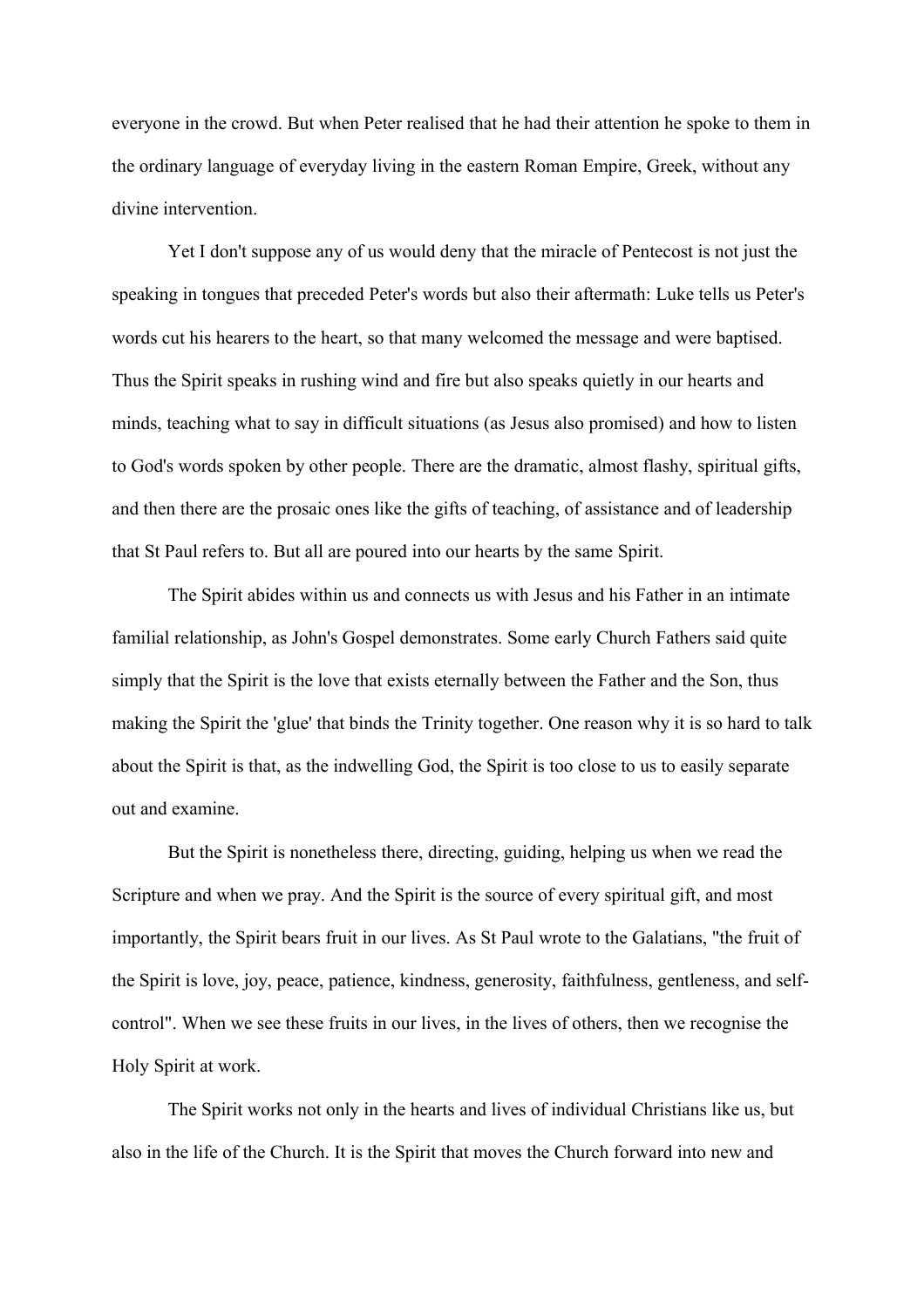everyone in the crowd. But when Peter realised that he had their attention he spoke to them in the ordinary language of everyday living in the eastern Roman Empire, Greek, without any divine intervention.

Yet I don't suppose any of us would deny that the miracle of Pentecost is not just the speaking in tongues that preceded Peter's words but also their aftermath: Luke tells us Peter's words cut his hearers to the heart, so that many welcomed the message and were baptised. Thus the Spirit speaks in rushing wind and fire but also speaks quietly in our hearts and minds, teaching what to say in difficult situations (as Jesus also promised) and how to listen to God's words spoken by other people. There are the dramatic, almost flashy, spiritual gifts, and then there are the prosaic ones like the gifts of teaching, of assistance and of leadership that St Paul refers to. But all are poured into our hearts by the same Spirit.

The Spirit abides within us and connects us with Jesus and his Father in an intimate familial relationship, as John's Gospel demonstrates. Some early Church Fathers said quite simply that the Spirit is the love that exists eternally between the Father and the Son, thus making the Spirit the 'glue' that binds the Trinity together. One reason why it is so hard to talk about the Spirit is that, as the indwelling God, the Spirit is too close to us to easily separate out and examine.

But the Spirit is nonetheless there, directing, guiding, helping us when we read the Scripture and when we pray. And the Spirit is the source of every spiritual gift, and most importantly, the Spirit bears fruit in our lives. As St Paul wrote to the Galatians, "the fruit of the Spirit is love, joy, peace, patience, kindness, generosity, faithfulness, gentleness, and self-control". When we see these fruits in our lives, in the lives of others, then we recognise the Holy Spirit at work.

The Spirit works not only in the hearts and lives of individual Christians like us, but also in the life of the Church. It is the Spirit that moves the Church forward into new and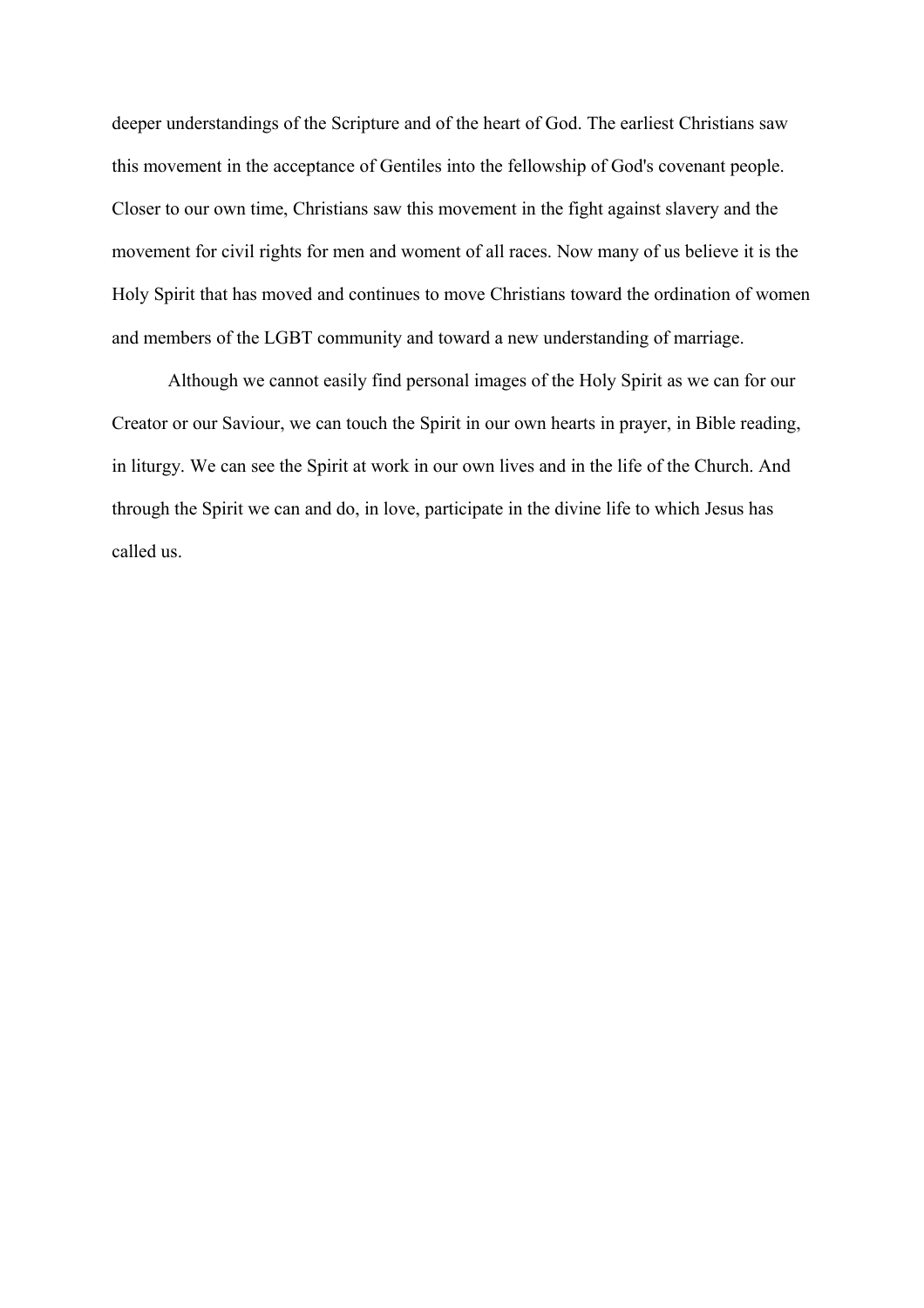deeper understandings of the Scripture and of the heart of God. The earliest Christians saw this movement in the acceptance of Gentiles into the fellowship of God's covenant people. Closer to our own time, Christians saw this movement in the fight against slavery and the movement for civil rights for men and woment of all races. Now many of us believe it is the Holy Spirit that has moved and continues to move Christians toward the ordination of women and members of the LGBT community and toward a new understanding of marriage.

Although we cannot easily find personal images of the Holy Spirit as we can for our Creator or our Saviour, we can touch the Spirit in our own hearts in prayer, in Bible reading, in liturgy. We can see the Spirit at work in our own lives and in the life of the Church. And through the Spirit we can and do, in love, participate in the divine life to which Jesus has called us.